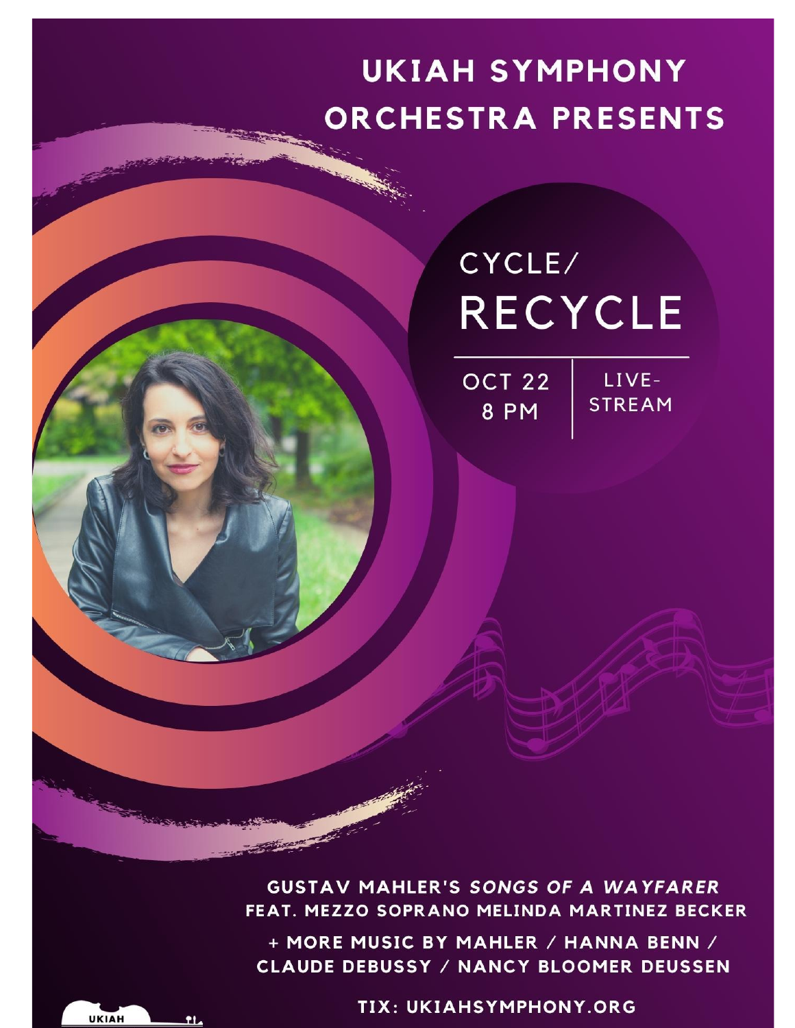# UKIAH SYMPHONY ORCHESTRA PRESENTS

## CYCLE/ RECYCLE

OCT 22
8 PM

LIVE-STREAM

GUSTAV MAHLER'S *SONGS OF A WAYFARER*
FEAT. MEZZO SOPRANO MELINDA MARTINEZ BECKER

+ MORE MUSIC BY MAHLER / HANNA BENN / CLAUDE DEBUSSY / NANCY BLOOMER DEUSSEN

TIX: UKIAHSYMPHONY.ORG

UKIAH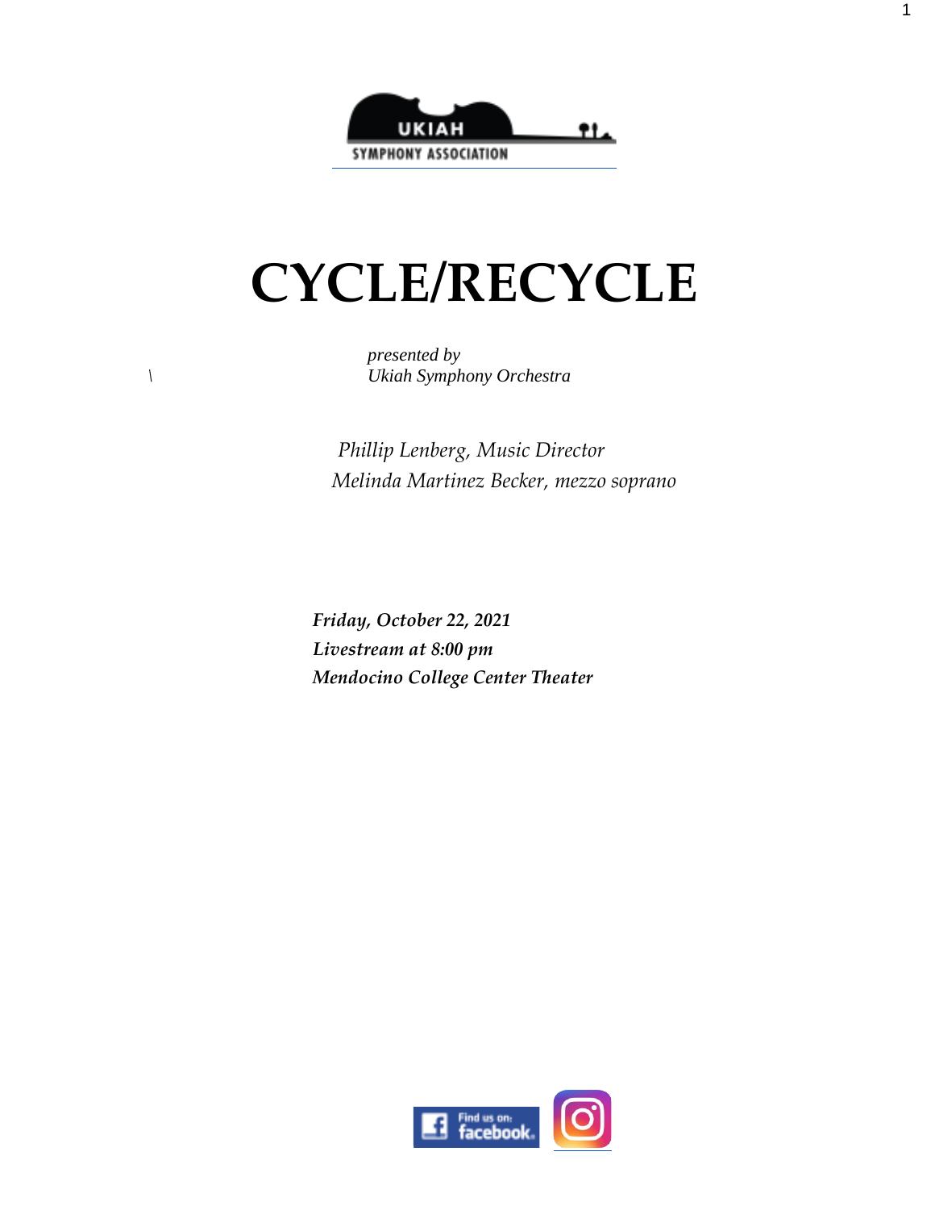UKIAH

SYMPHONY ASSOCIATION

# CYCLE/RECYCLE

*presented by*
*Ukiah Symphony Orchestra*

*Phillip Lenberg, Music Director*
*Melinda Martinez Becker, mezzo soprano*

***Friday, October 22, 2021***
***Livestream at 8:00 pm***
***Mendocino College Center Theater***

Find us on: facebook.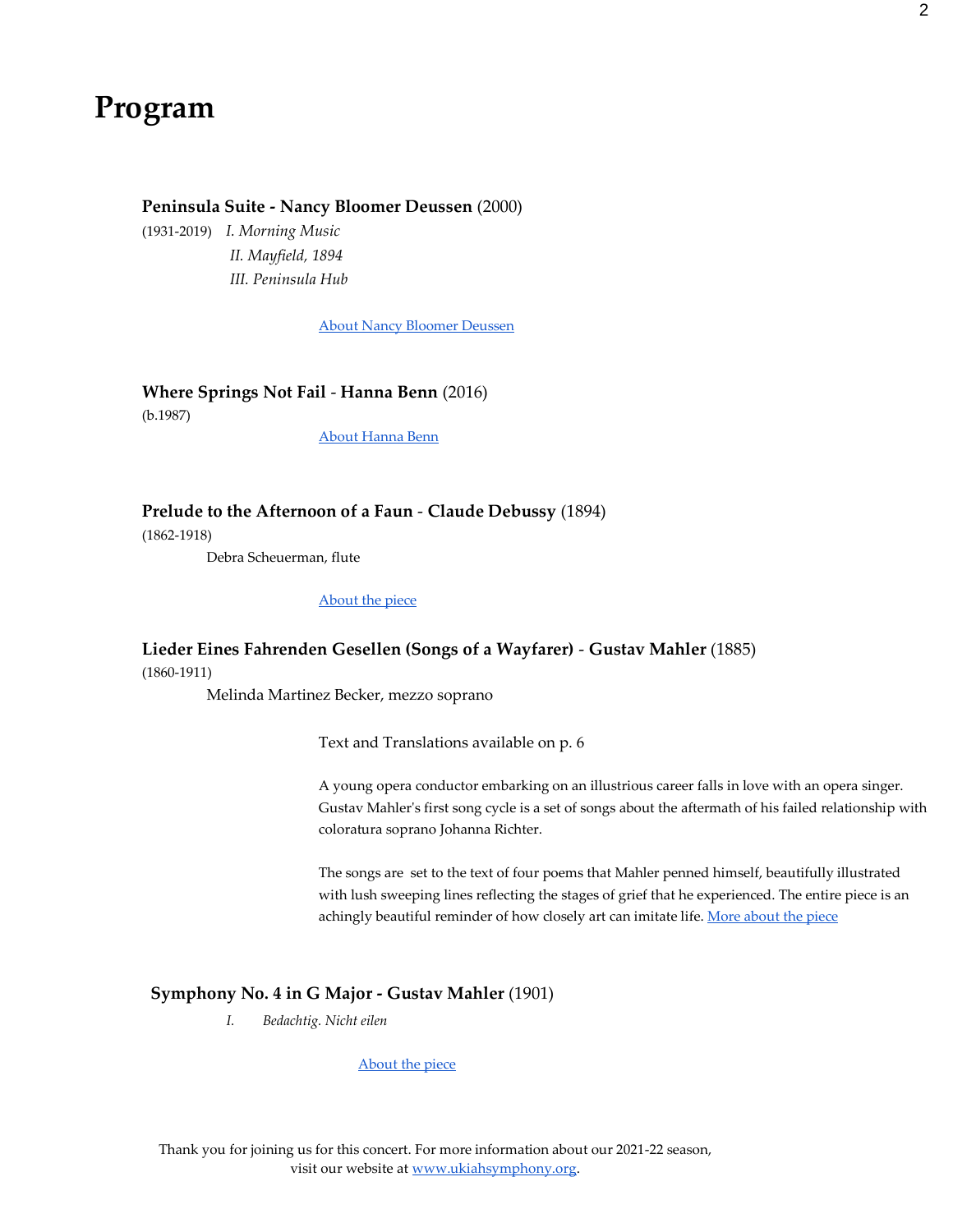# Program

**Peninsula Suite - Nancy Bloomer Deussen** (2000)

(1931-2019) *I. Morning Music*

*II. Mayfield, 1894*

*III. Peninsula Hub*

About Nancy Bloomer Deussen

**Where Springs Not Fail - Hanna Benn** (2016)

(b.1987)

About Hanna Benn

**Prelude to the Afternoon of a Faun - Claude Debussy** (1894)

(1862-1918)

Debra Scheuerman, flute

About the piece

**Lieder Eines Fahrenden Gesellen (Songs of a Wayfarer) - Gustav Mahler** (1885)

(1860-1911)

Melinda Martinez Becker, mezzo soprano

Text and Translations available on p. 6

A young opera conductor embarking on an illustrious career falls in love with an opera singer. Gustav Mahler's first song cycle is a set of songs about the aftermath of his failed relationship with coloratura soprano Johanna Richter.

The songs are set to the text of four poems that Mahler penned himself, beautifully illustrated with lush sweeping lines reflecting the stages of grief that he experienced. The entire piece is an achingly beautiful reminder of how closely art can imitate life. More about the piece

**Symphony No. 4 in G Major - Gustav Mahler** (1901)

*I. Bedachtig. Nicht eilen*

About the piece

Thank you for joining us for this concert. For more information about our 2021-22 season, visit our website at www.ukiahsymphony.org.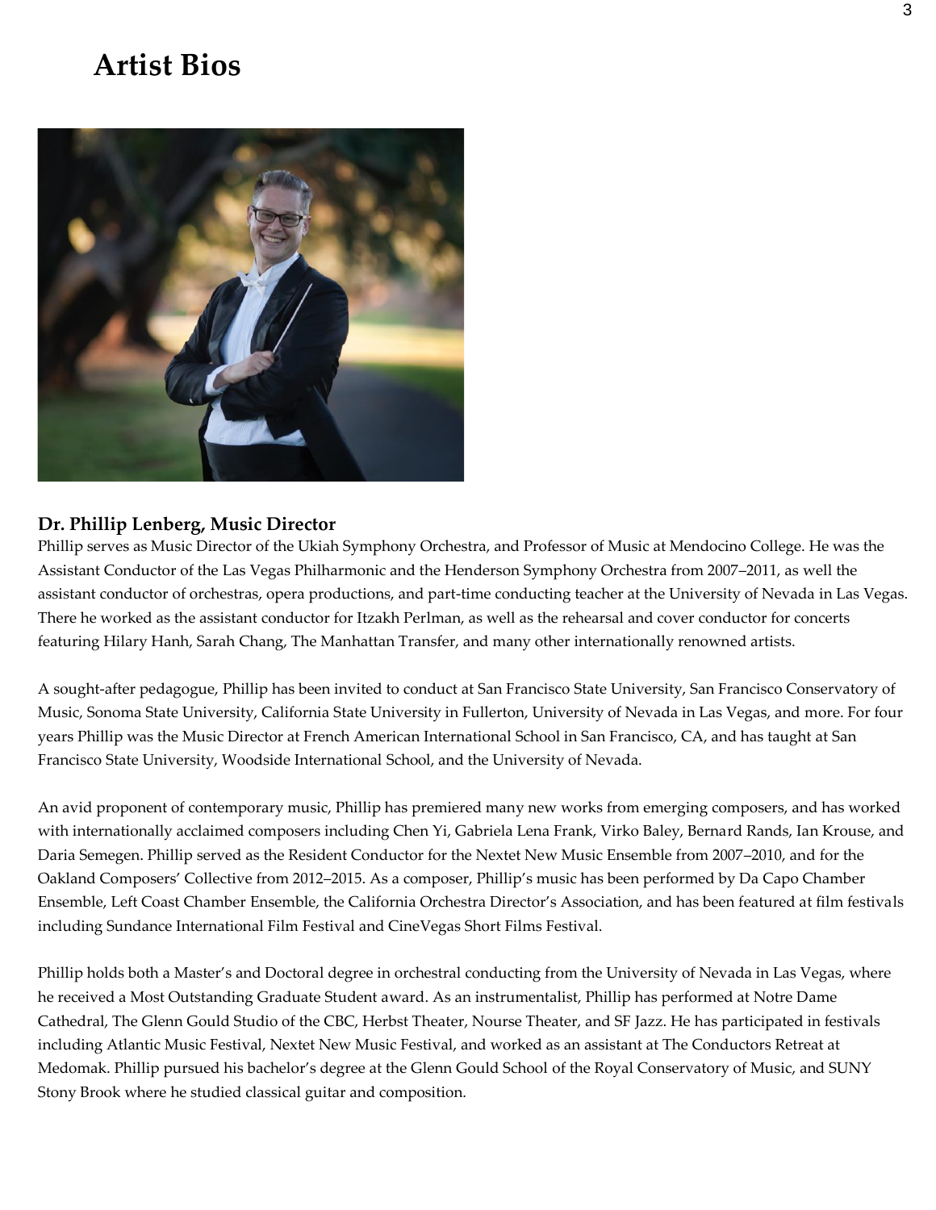# Artist Bios

**Dr. Phillip Lenberg, Music Director**

Phillip serves as Music Director of the Ukiah Symphony Orchestra, and Professor of Music at Mendocino College. He was the Assistant Conductor of the Las Vegas Philharmonic and the Henderson Symphony Orchestra from 2007–2011, as well the assistant conductor of orchestras, opera productions, and part-time conducting teacher at the University of Nevada in Las Vegas. There he worked as the assistant conductor for Itzakh Perlman, as well as the rehearsal and cover conductor for concerts featuring Hilary Hanh, Sarah Chang, The Manhattan Transfer, and many other internationally renowned artists.

A sought-after pedagogue, Phillip has been invited to conduct at San Francisco State University, San Francisco Conservatory of Music, Sonoma State University, California State University in Fullerton, University of Nevada in Las Vegas, and more. For four years Phillip was the Music Director at French American International School in San Francisco, CA, and has taught at San Francisco State University, Woodside International School, and the University of Nevada.

An avid proponent of contemporary music, Phillip has premiered many new works from emerging composers, and has worked with internationally acclaimed composers including Chen Yi, Gabriela Lena Frank, Virko Baley, Bernard Rands, Ian Krouse, and Daria Semegen. Phillip served as the Resident Conductor for the Nextet New Music Ensemble from 2007–2010, and for the Oakland Composers' Collective from 2012–2015. As a composer, Phillip's music has been performed by Da Capo Chamber Ensemble, Left Coast Chamber Ensemble, the California Orchestra Director's Association, and has been featured at film festivals including Sundance International Film Festival and CineVegas Short Films Festival.

Phillip holds both a Master's and Doctoral degree in orchestral conducting from the University of Nevada in Las Vegas, where he received a Most Outstanding Graduate Student award. As an instrumentalist, Phillip has performed at Notre Dame Cathedral, The Glenn Gould Studio of the CBC, Herbst Theater, Nourse Theater, and SF Jazz. He has participated in festivals including Atlantic Music Festival, Nextet New Music Festival, and worked as an assistant at The Conductors Retreat at Medomak. Phillip pursued his bachelor's degree at the Glenn Gould School of the Royal Conservatory of Music, and SUNY Stony Brook where he studied classical guitar and composition.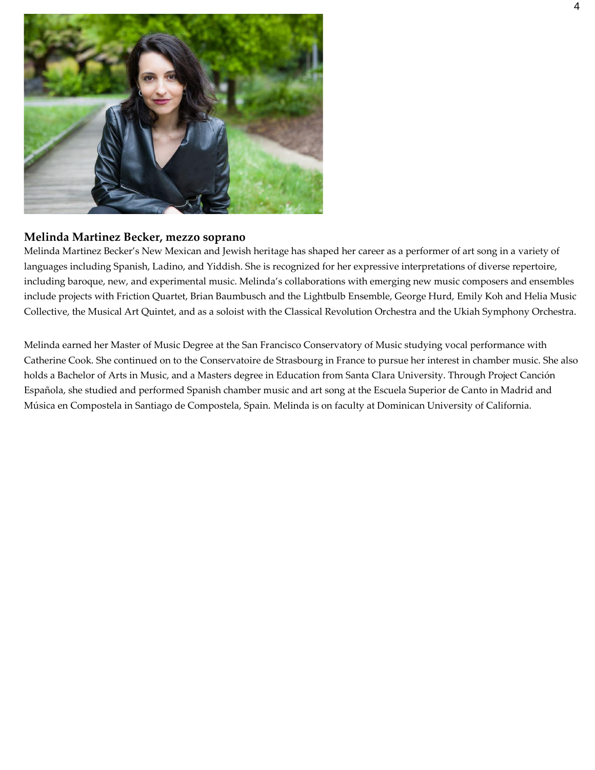**Melinda Martinez Becker, mezzo soprano**

Melinda Martinez Becker's New Mexican and Jewish heritage has shaped her career as a performer of art song in a variety of languages including Spanish, Ladino, and Yiddish. She is recognized for her expressive interpretations of diverse repertoire, including baroque, new, and experimental music. Melinda's collaborations with emerging new music composers and ensembles include projects with Friction Quartet, Brian Baumbusch and the Lightbulb Ensemble, George Hurd, Emily Koh and Helia Music Collective, the Musical Art Quintet, and as a soloist with the Classical Revolution Orchestra and the Ukiah Symphony Orchestra.

Melinda earned her Master of Music Degree at the San Francisco Conservatory of Music studying vocal performance with Catherine Cook. She continued on to the Conservatoire de Strasbourg in France to pursue her interest in chamber music. She also holds a Bachelor of Arts in Music, and a Masters degree in Education from Santa Clara University. Through Project Canción Española, she studied and performed Spanish chamber music and art song at the Escuela Superior de Canto in Madrid and Música en Compostela in Santiago de Compostela, Spain. Melinda is on faculty at Dominican University of California.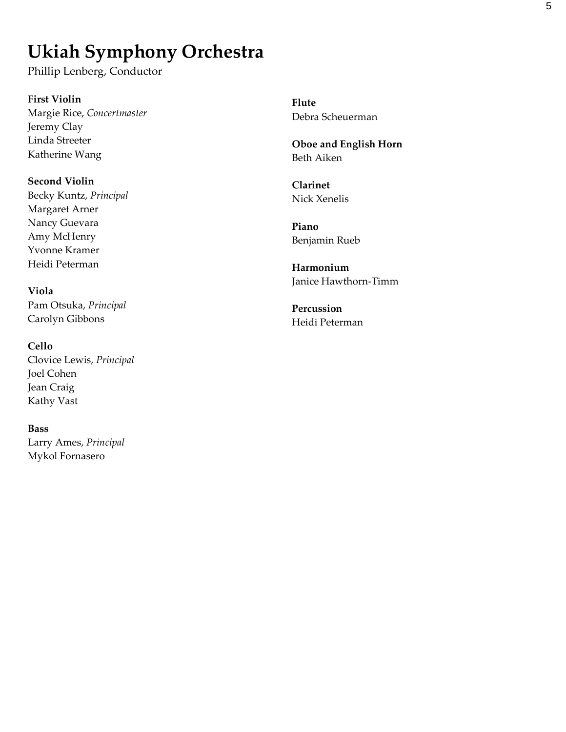# Ukiah Symphony Orchestra

Phillip Lenberg, Conductor

**First Violin**
Margie Rice, *Concertmaster*
Jeremy Clay
Linda Streeter
Katherine Wang

**Second Violin**
Becky Kuntz, *Principal*
Margaret Arner
Nancy Guevara
Amy McHenry
Yvonne Kramer
Heidi Peterman

**Viola**
Pam Otsuka, *Principal*
Carolyn Gibbons

**Cello**
Clovice Lewis, *Principal*
Joel Cohen
Jean Craig
Kathy Vast

**Bass**
Larry Ames, *Principal*
Mykol Fornasero

**Flute**
Debra Scheuerman

**Oboe and English Horn**
Beth Aiken

**Clarinet**
Nick Xenelis

**Piano**
Benjamin Rueb

**Harmonium**
Janice Hawthorn-Timm

**Percussion**
Heidi Peterman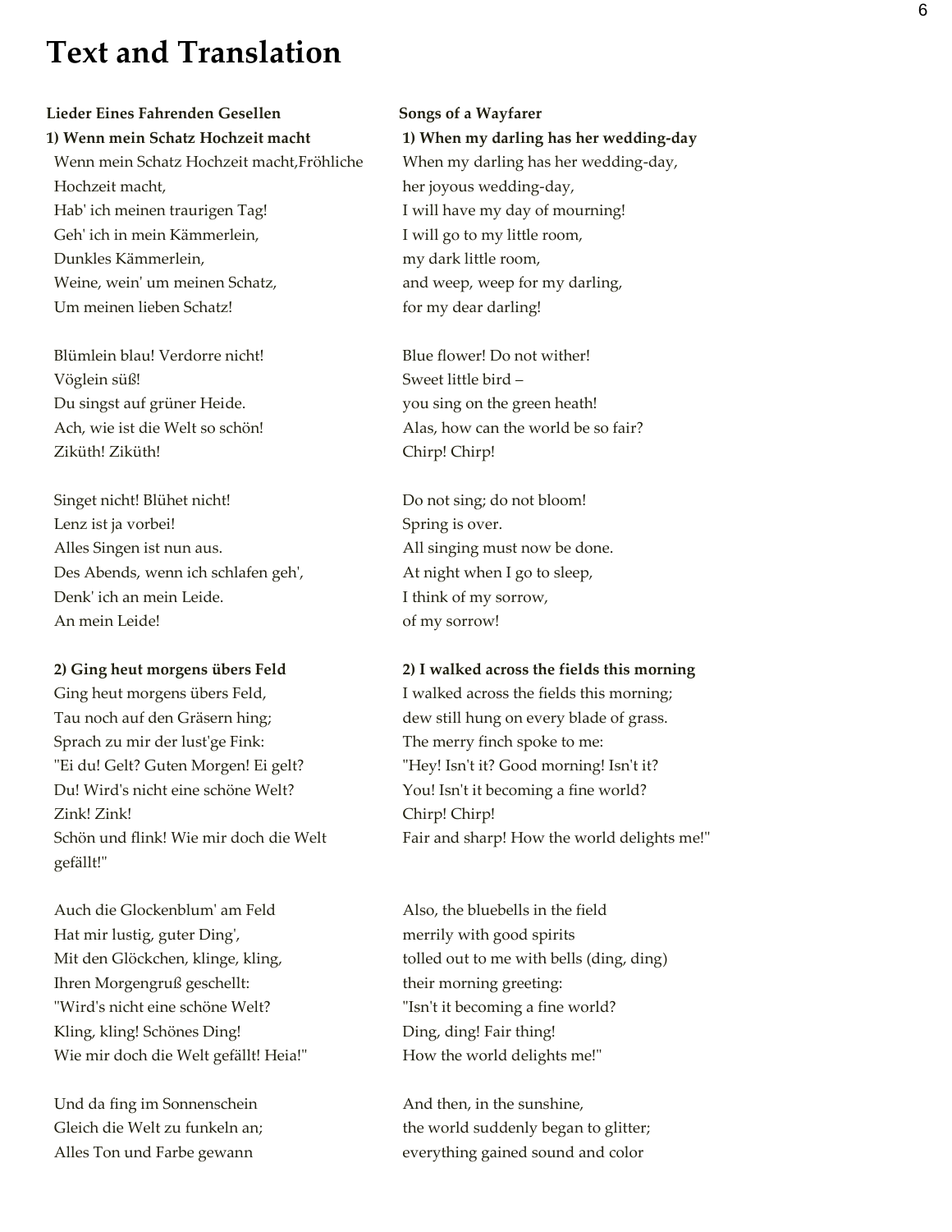# Text and Translation

**Lieder Eines Fahrenden Gesellen**

**1) Wenn mein Schatz Hochzeit macht**

Wenn mein Schatz Hochzeit macht,Fröhliche Hochzeit macht,
Hab' ich meinen traurigen Tag!
Geh' ich in mein Kämmerlein,
Dunkles Kämmerlein,
Weine, wein' um meinen Schatz,
Um meinen lieben Schatz!

Blümlein blau! Verdorre nicht!
Vöglein süß!
Du singst auf grüner Heide.
Ach, wie ist die Welt so schön!
Ziküth! Ziküth!

Singet nicht! Blühet nicht!
Lenz ist ja vorbei!
Alles Singen ist nun aus.
Des Abends, wenn ich schlafen geh',
Denk' ich an mein Leide.
An mein Leide!

**2) Ging heut morgens übers Feld**

Ging heut morgens übers Feld,
Tau noch auf den Gräsern hing;
Sprach zu mir der lust'ge Fink:
"Ei du! Gelt? Guten Morgen! Ei gelt?
Du! Wird's nicht eine schöne Welt?
Zink! Zink!
Schön und flink! Wie mir doch die Welt gefällt!"

Auch die Glockenblum' am Feld
Hat mir lustig, guter Ding',
Mit den Glöckchen, klinge, kling,
Ihren Morgengruß geschellt:
"Wird's nicht eine schöne Welt?
Kling, kling! Schönes Ding!
Wie mir doch die Welt gefällt! Heia!"

Und da fing im Sonnenschein
Gleich die Welt zu funkeln an;
Alles Ton und Farbe gewann

**Songs of a Wayfarer**

**1) When my darling has her wedding-day**

When my darling has her wedding-day,
her joyous wedding-day,
I will have my day of mourning!
I will go to my little room,
my dark little room,
and weep, weep for my darling,
for my dear darling!

Blue flower! Do not wither!
Sweet little bird –
you sing on the green heath!
Alas, how can the world be so fair?
Chirp! Chirp!

Do not sing; do not bloom!
Spring is over.
All singing must now be done.
At night when I go to sleep,
I think of my sorrow,
of my sorrow!

**2) I walked across the fields this morning**

I walked across the fields this morning;
dew still hung on every blade of grass.
The merry finch spoke to me:
"Hey! Isn't it? Good morning! Isn't it?
You! Isn't it becoming a fine world?
Chirp! Chirp!
Fair and sharp! How the world delights me!"

Also, the bluebells in the field
merrily with good spirits
tolled out to me with bells (ding, ding)
their morning greeting:
"Isn't it becoming a fine world?
Ding, ding! Fair thing!
How the world delights me!"

And then, in the sunshine,
the world suddenly began to glitter;
everything gained sound and color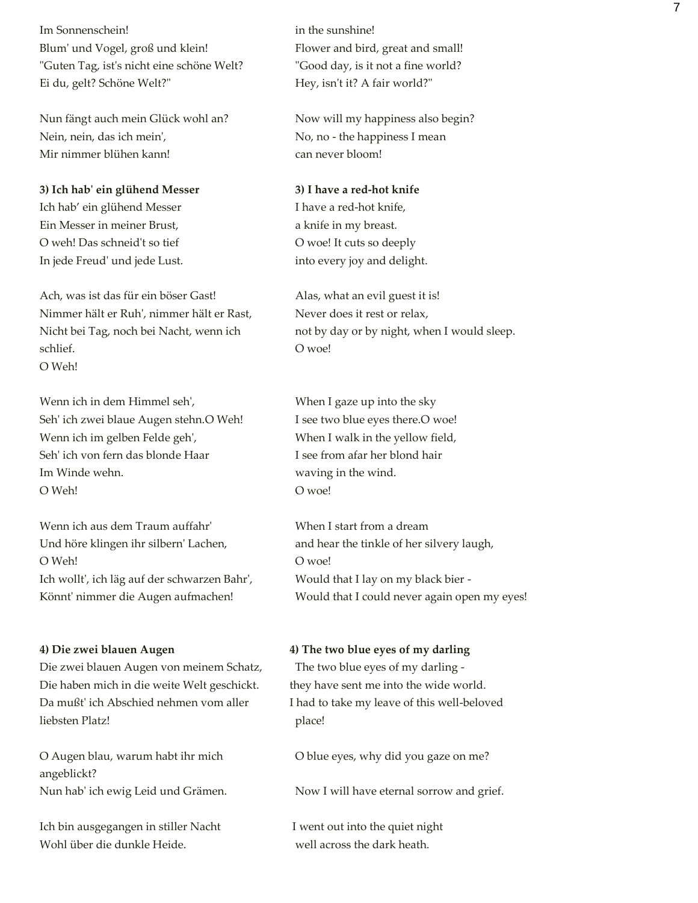Im Sonnenschein!
Blum' und Vogel, groß und klein!
"Guten Tag, ist's nicht eine schöne Welt?
Ei du, gelt? Schöne Welt?"

in the sunshine!
Flower and bird, great and small!
"Good day, is it not a fine world?
Hey, isn't it? A fair world?"

Nun fängt auch mein Glück wohl an?
Nein, nein, das ich mein',
Mir nimmer blühen kann!

Now will my happiness also begin?
No, no - the happiness I mean
can never bloom!

**3) Ich hab' ein glühend Messer**

Ich hab' ein glühend Messer
Ein Messer in meiner Brust,
O weh! Das schneid't so tief
In jede Freud' und jede Lust.

**3) I have a red-hot knife**

I have a red-hot knife,
a knife in my breast.
O woe! It cuts so deeply
into every joy and delight.

Ach, was ist das für ein böser Gast!
Nimmer hält er Ruh', nimmer hält er Rast,
Nicht bei Tag, noch bei Nacht, wenn ich schlief.
O Weh!

Alas, what an evil guest it is!
Never does it rest or relax,
not by day or by night, when I would sleep.
O woe!

Wenn ich in dem Himmel seh',
Seh' ich zwei blaue Augen stehn.O Weh!
Wenn ich im gelben Felde geh',
Seh' ich von fern das blonde Haar
Im Winde wehn.
O Weh!

When I gaze up into the sky
I see two blue eyes there.O woe!
When I walk in the yellow field,
I see from afar her blond hair
waving in the wind.
O woe!

Wenn ich aus dem Traum auffahr'
Und höre klingen ihr silbern' Lachen,
O Weh!
Ich wollt', ich läg auf der schwarzen Bahr',
Könnt' nimmer die Augen aufmachen!

When I start from a dream
and hear the tinkle of her silvery laugh,
O woe!
Would that I lay on my black bier -
Would that I could never again open my eyes!

**4) Die zwei blauen Augen**

Die zwei blauen Augen von meinem Schatz,
Die haben mich in die weite Welt geschickt.
Da mußt' ich Abschied nehmen vom aller liebsten Platz!

**4) The two blue eyes of my darling**

The two blue eyes of my darling -
they have sent me into the wide world.
I had to take my leave of this well-beloved place!

O Augen blau, warum habt ihr mich angeblickt?
Nun hab' ich ewig Leid und Grämen.

O blue eyes, why did you gaze on me?
Now I will have eternal sorrow and grief.

Ich bin ausgegangen in stiller Nacht
Wohl über die dunkle Heide.

I went out into the quiet night
well across the dark heath.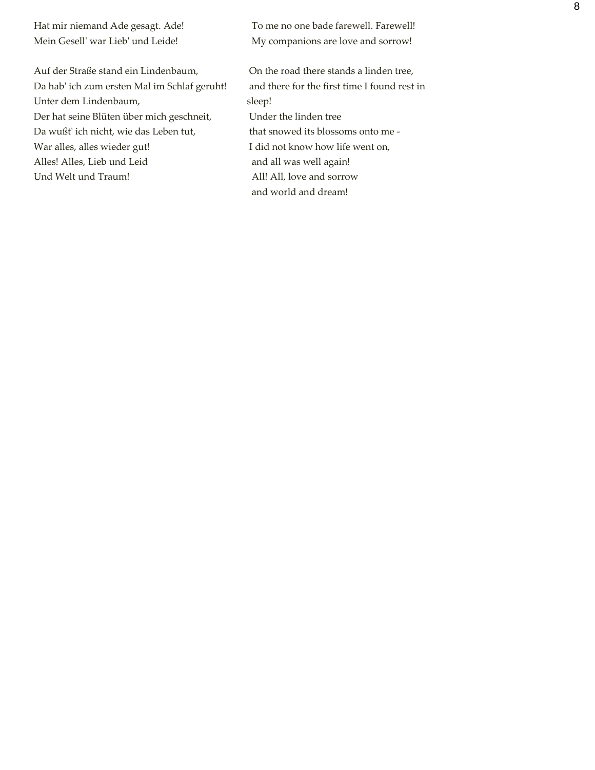Hat mir niemand Ade gesagt. Ade!
Mein Gesell' war Lieb' und Leide!

To me no one bade farewell. Farewell!
My companions are love and sorrow!

Auf der Straße stand ein Lindenbaum,
Da hab' ich zum ersten Mal im Schlaf geruht!
Unter dem Lindenbaum,
Der hat seine Blüten über mich geschneit,
Da wußt' ich nicht, wie das Leben tut,
War alles, alles wieder gut!
Alles! Alles, Lieb und Leid
Und Welt und Traum!

On the road there stands a linden tree,
and there for the first time I found rest in sleep!
Under the linden tree
that snowed its blossoms onto me -
I did not know how life went on,
and all was well again!
All! All, love and sorrow
and world and dream!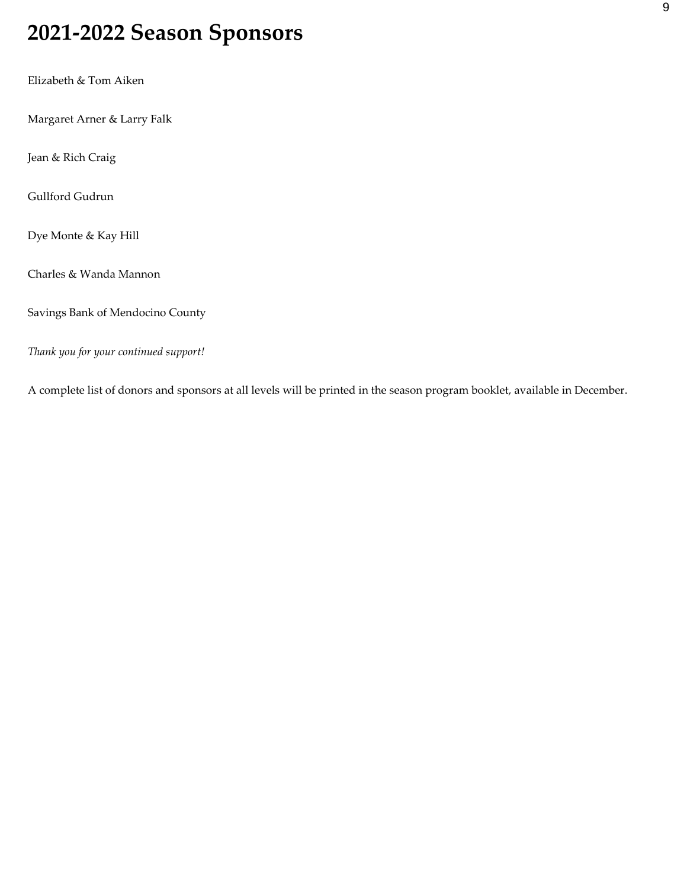# 2021-2022 Season Sponsors

Elizabeth & Tom Aiken

Margaret Arner & Larry Falk

Jean & Rich Craig

Gullford Gudrun

Dye Monte & Kay Hill

Charles & Wanda Mannon

Savings Bank of Mendocino County

*Thank you for your continued support!*

A complete list of donors and sponsors at all levels will be printed in the season program booklet, available in December.